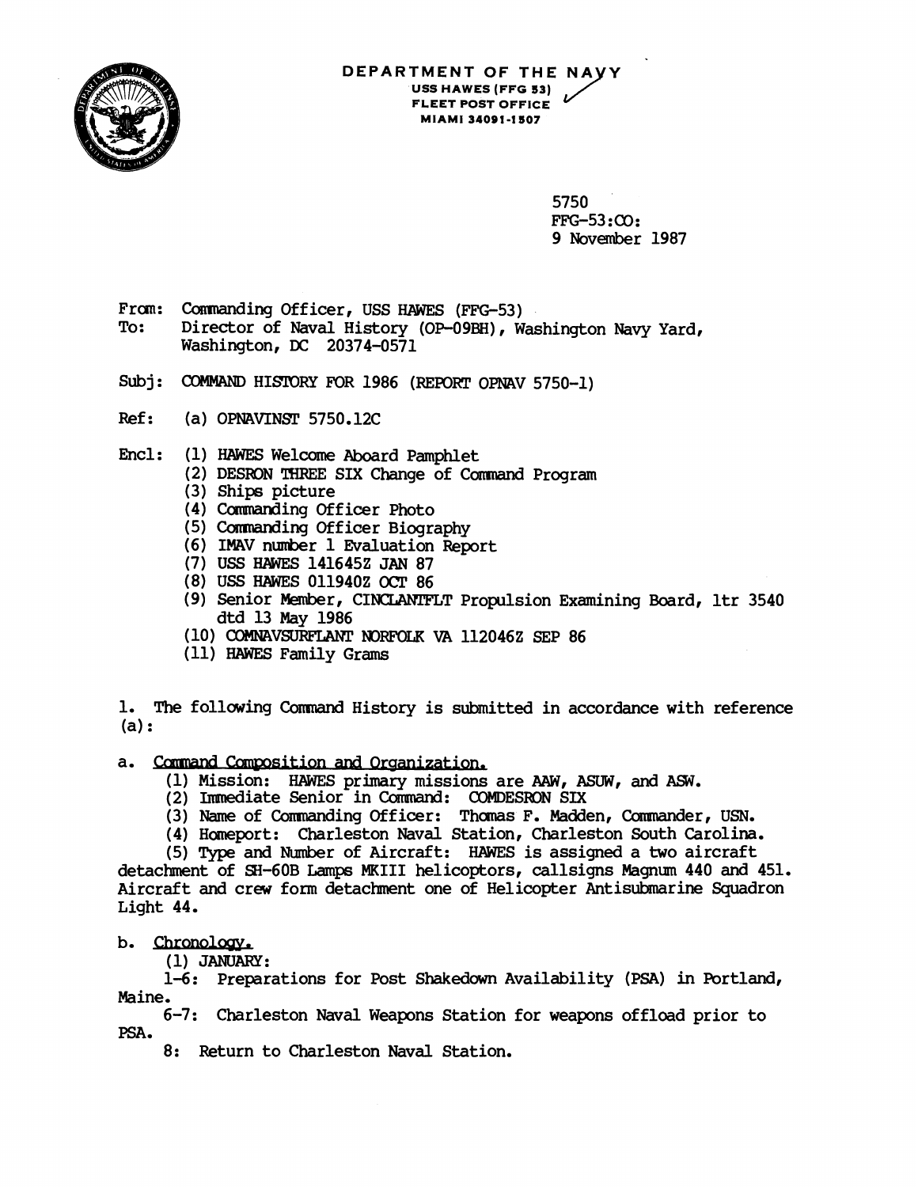DEPARTMENT OF THE NAVY
USS HAWES (FFG 53)
FLEET POST OFFICE
MIAMI 34091-1507

5750
FFG-53:CO:
9 November 1987

From: Commanding Officer, USS HAWES (FFG-53)
To: Director of Naval History (OP-09BH), Washington Navy Yard, Washington, DC 20374-0571

Subj: COMMAND HISTORY FOR 1986 (REPORT OPNAV 5750-1)

Ref: (a) OPNAVINST 5750.12C

Encl: (1) HAWES Welcome Aboard Pamphlet
(2) DESRON THREE SIX Change of Command Program
(3) Ships picture
(4) Commanding Officer Photo
(5) Commanding Officer Biography
(6) IMAV number 1 Evaluation Report
(7) USS HAWES 141645Z JAN 87
(8) USS HAWES 011940Z OCT 86
(9) Senior Member, CINCLANTFLT Propulsion Examining Board, ltr 3540 dtd 13 May 1986
(10) COMNAVSURFLANT NORFOLK VA 112046Z SEP 86
(11) HAWES Family Grams

1. The following Command History is submitted in accordance with reference (a):

a. Command Composition and Organization.

(1) Mission: HAWES primary missions are AAW, ASUW, and ASW.

(2) Immediate Senior in Command: COMDESRON SIX

(3) Name of Commanding Officer: Thomas F. Madden, Commander, USN.

(4) Homeport: Charleston Naval Station, Charleston South Carolina.

(5) Type and Number of Aircraft: HAWES is assigned a two aircraft detachment of SH-60B Lamps MKIII helicoptors, callsigns Magnum 440 and 451. Aircraft and crew form detachment one of Helicopter Antisubmarine Squadron Light 44.

b. Chronology.

(1) JANUARY:

1-6: Preparations for Post Shakedown Availability (PSA) in Portland, Maine.

6-7: Charleston Naval Weapons Station for weapons offload prior to PSA.

8: Return to Charleston Naval Station.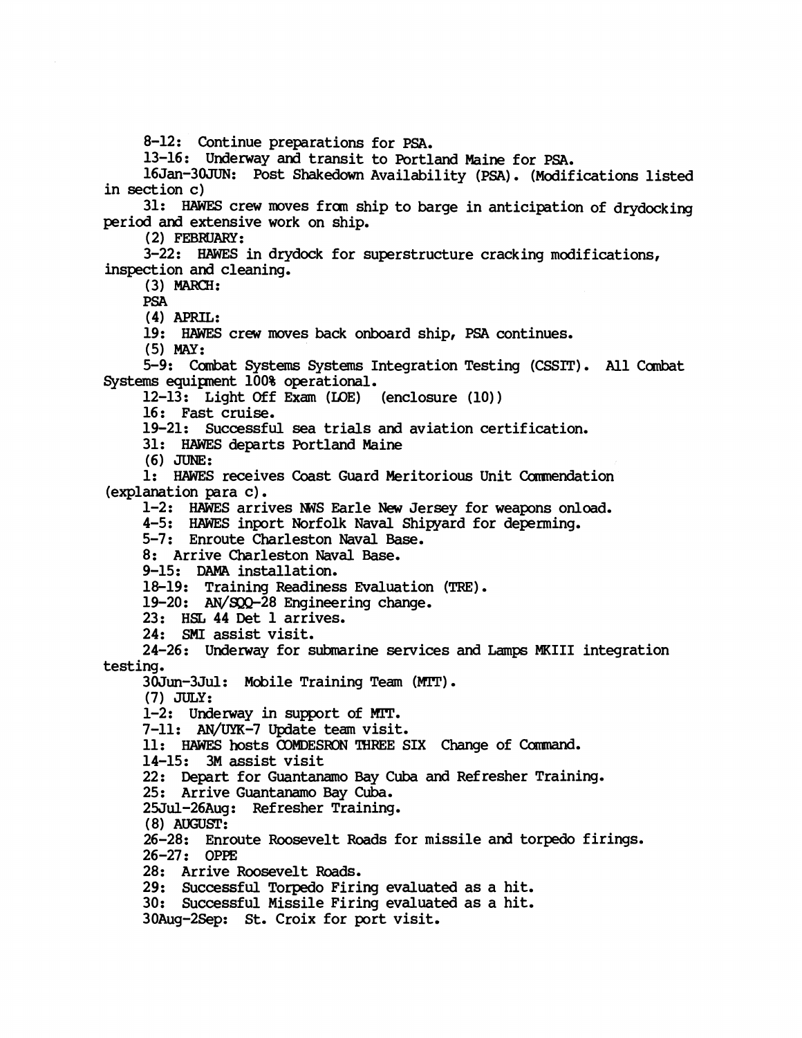8-12: Continue preparations for PSA.

13-16: Underway and transit to Portland Maine for PSA.

16Jan-30JUN: Post Shakedown Availability (PSA). (Modifications listed in section c)

31: HAWES crew moves from ship to barge in anticipation of drydocking period and extensive work on ship.

(2) FEBRUARY:

3-22: HAWES in drydock for superstructure cracking modifications, inspection and cleaning.

(3) MARCH:

PSA

(4) APRIL:

19: HAWES crew moves back onboard ship, PSA continues.

(5) MAY:

5-9: Combat Systems Systems Integration Testing (CSSIT). All Combat Systems equipment 100% operational.

12-13: Light Off Exam (LOE) (enclosure (10))

16: Fast cruise.

19-21: Successful sea trials and aviation certification.

31: HAWES departs Portland Maine

(6) JUNE:

1: HAWES receives Coast Guard Meritorious Unit Commendation (explanation para c).

1-2: HAWES arrives NWS Earle New Jersey for weapons onload.

4-5: HAWES inport Norfolk Naval Shipyard for deperming.

5-7: Enroute Charleston Naval Base.

8: Arrive Charleston Naval Base.

9-15: DAMA installation.

18-19: Training Readiness Evaluation (TRE).

19-20: AN/SQQ-28 Engineering change.

23: HSL 44 Det 1 arrives.

24: SMI assist visit.

24-26: Underway for submarine services and Lamps MKIII integration testing.

30Jun-3Jul: Mobile Training Team (MTT).

(7) JULY:

1-2: Underway in support of MTT.

7-11: AN/UYK-7 Update team visit.

11: HAWES hosts COMDESRON THREE SIX Change of Command.

14-15: 3M assist visit

22: Depart for Guantanamo Bay Cuba and Refresher Training.

25: Arrive Guantanamo Bay Cuba.

25Jul-26Aug: Refresher Training.

(8) AUGUST:

26-28: Enroute Roosevelt Roads for missile and torpedo firings.

26-27: OPPE

28: Arrive Roosevelt Roads.

29: Successful Torpedo Firing evaluated as a hit.

30: Successful Missile Firing evaluated as a hit.

30Aug-2Sep: St. Croix for port visit.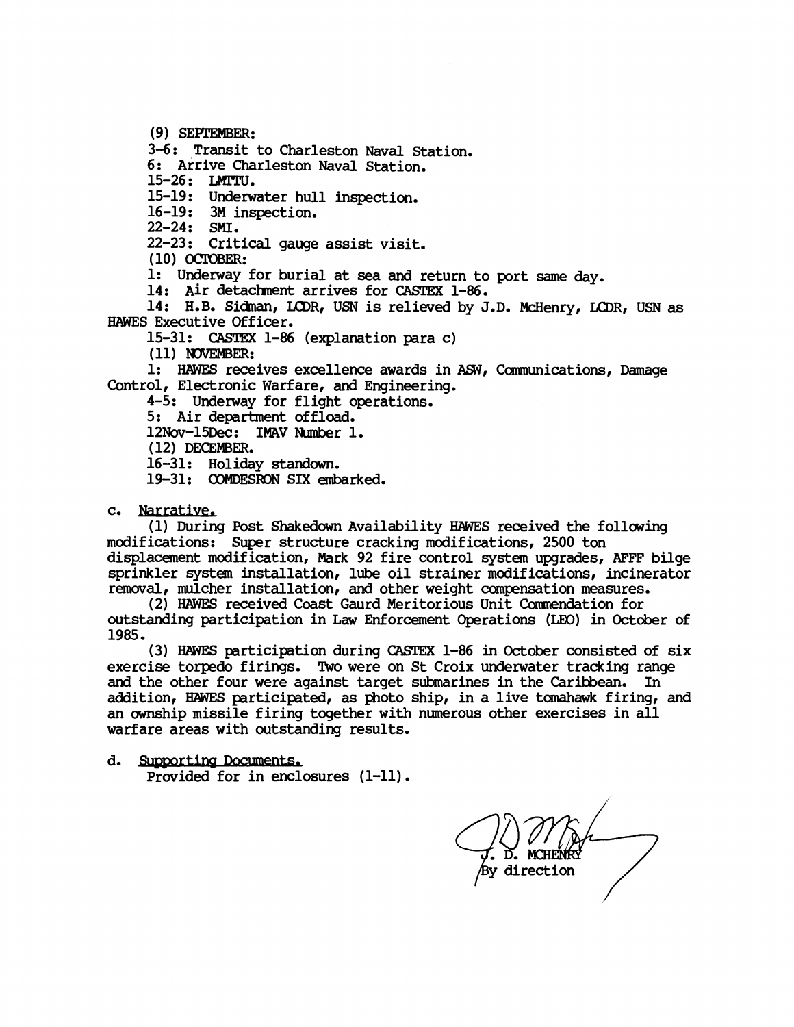(9) SEPTEMBER:

3-6: Transit to Charleston Naval Station.

6: Arrive Charleston Naval Station.

15-26: LMTTU.

15-19: Underwater hull inspection.

16-19: 3M inspection.

22-24: SMI.

22-23: Critical gauge assist visit.

(10) OCTOBER:

1: Underway for burial at sea and return to port same day.

14: Air detachment arrives for CASTEX 1-86.

14: H.B. Sidman, LCDR, USN is relieved by J.D. McHenry, LCDR, USN as HAWES Executive Officer.

15-31: CASTEX 1-86 (explanation para c)

(11) NOVEMBER:

1: HAWES receives excellence awards in ASW, Communications, Damage Control, Electronic Warfare, and Engineering.

4-5: Underway for flight operations.

5: Air department offload.

12Nov-15Dec: IMAV Number 1.

(12) DECEMBER.

16-31: Holiday standown.

19-31: COMDESRON SIX embarked.

c. <u>Narrative.</u>

(1) During Post Shakedown Availability HAWES received the following modifications: Super structure cracking modifications, 2500 ton displacement modification, Mark 92 fire control system upgrades, AFFF bilge sprinkler system installation, lube oil strainer modifications, incinerator removal, mulcher installation, and other weight compensation measures.

(2) HAWES received Coast Gaurd Meritorious Unit Commendation for outstanding participation in Law Enforcement Operations (LEO) in October of 1985.

(3) HAWES participation during CASTEX 1-86 in October consisted of six exercise torpedo firings. Two were on St Croix underwater tracking range and the other four were against target submarines in the Caribbean. In addition, HAWES participated, as photo ship, in a live tomahawk firing, and an ownship missile firing together with numerous other exercises in all warfare areas with outstanding results.

d. <u>Supporting Documents.</u>

Provided for in enclosures (1-11).

J. D. MCHENRY
By direction